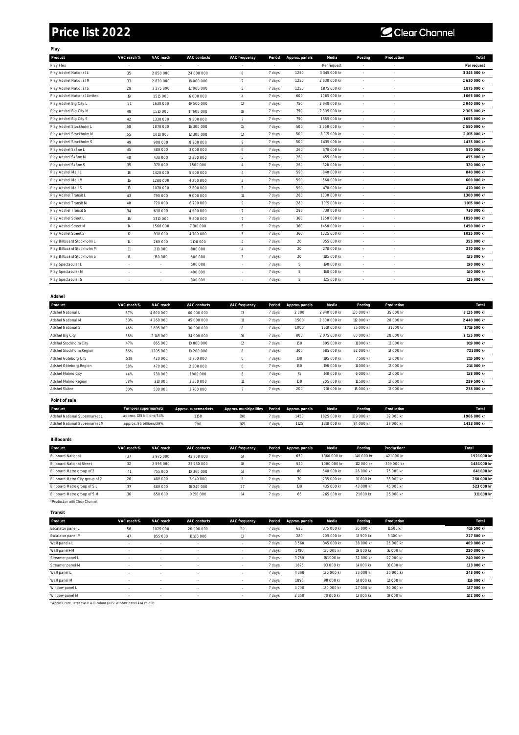# Price list 2022

Clear Channel

## Play

| Product | VAC reach % | VAC reach | VAC contacts | VAC frequency | Period | Approx. panels | Media | Posting | Production | Total |
|---|---|---|---|---|---|---|---|---|---|---|
| Play Flex | - | - | - | - | - | - | Per request | - | - | Per request |
| Play Adshel National L | 35 | 2 850 000 | 24 000 000 | 8 | 7 days | 1250 | 3 345 000 kr | - | - | 3 345 000 kr |
| Play Adshel National M | 33 | 2 620 000 | 18 000 000 | 7 | 7 days | 1250 | 2 630 000 kr | - | - | 2 630 000 kr |
| Play Adshel National S | 28 | 2 275 000 | 12 000 000 | 5 | 7 days | 1250 | 1 875 000 kr | - | - | 1 875 000 kr |
| Play Adshel National Limited | 19 | 1 515 000 | 6 000 000 | 4 | 7 days | 600 | 1 065 000 kr | - | - | 1 065 000 kr |
| Play Adshel Big City L | 51 | 1 630 000 | 19 500 000 | 12 | 7 days | 750 | 2 940 000 kr | - | - | 2 940 000 kr |
| Play Adshel Big City M | 48 | 1 510 000 | 14 600 000 | 10 | 7 days | 750 | 2 305 000 kr | - | - | 2 305 000 kr |
| Play Adshel Big City S | 42 | 1 330 000 | 9 800 000 | 7 | 7 days | 750 | 1 655 000 kr | - | - | 1 655 000 kr |
| Play Adshel Stockholm L | 58 | 1 070 000 | 16 300 000 | 15 | 7 days | 500 | 2 550 000 kr | - | - | 2 550 000 kr |
| Play Adshel Stockholm M | 55 | 1 010 000 | 12 300 000 | 12 | 7 days | 500 | 2 015 000 kr | - | - | 2 015 000 kr |
| Play Adshel Stockholm S | 49 | 900 000 | 8 200 000 | 9 | 7 days | 500 | 1 435 000 kr | - | - | 1 435 000 kr |
| Play Adshel Skåne L | 45 | 480 000 | 3 000 000 | 6 | 7 days | 260 | 570 000 kr | - | - | 570 000 kr |
| Play Adshel Skåne M | 40 | 430 000 | 2 300 000 | 5 | 7 days | 260 | 455 000 kr | - | - | 455 000 kr |
| Play Adshel Skåne S | 35 | 370 000 | 1 500 000 | 4 | 7 days | 260 | 320 000 kr | - | - | 320 000 kr |
| Play Adshel Mall L | 18 | 1 420 000 | 5 600 000 | 4 | 7 days | 590 | 840 000 kr | - | - | 840 000 kr |
| Play Adshel Mall M | 16 | 1 280 000 | 4 200 000 | 3 | 7 days | 590 | 660 000 kr | - | - | 660 000 kr |
| Play Adshel Mall S | 13 | 1 070 000 | 2 800 000 | 3 | 7 days | 590 | 470 000 kr | - | - | 470 000 kr |
| Play Adshel Transit L | 43 | 790 000 | 9 000 000 | 11 | 7 days | 280 | 1 300 000 kr | - | - | 1 300 000 kr |
| Play Adshel Transit M | 40 | 720 000 | 6 700 000 | 9 | 7 days | 280 | 1 015 000 kr | - | - | 1 015 000 kr |
| Play Adshel Transit S | 34 | 630 000 | 4 500 000 | 7 | 7 days | 280 | 730 000 kr | - | - | 730 000 kr |
| Play Adshel Street L | 16 | 1 310 000 | 9 500 000 | 7 | 7 days | 360 | 1 850 000 kr | - | - | 1 850 000 kr |
| Play Adshel Street M | 14 | 1 560 000 | 7 100 000 | 5 | 7 days | 360 | 1 450 000 kr | - | - | 1 450 000 kr |
| Play Adshel Street S | 12 | 930 000 | 4 700 000 | 5 | 7 days | 360 | 1 025 000 kr | - | - | 1 025 000 kr |
| Play Billboard Stockholm L | 14 | 260 000 | 1 100 000 | 4 | 7 days | 20 | 355 000 kr | - | - | 355 000 kr |
| Play Billboard Stockholm M | 11 | 210 000 | 800 000 | 4 | 7 days | 20 | 270 000 kr | - | - | 270 000 kr |
| Play Billboard Stockholm S | 8 | 150 000 | 500 000 | 3 | 7 days | 20 | 185 000 kr | - | - | 185 000 kr |
| Play Spectacular L | - | - | 500 000 | - | 7 days | 5 | 190 000 kr | - | - | 190 000 kr |
| Play Spectacular M | - | - | 400 000 | - | 7 days | 5 | 160 000 kr | - | - | 160 000 kr |
| Play Spectacular S | - | - | 300 000 | - | 7 days | 5 | 125 000 kr | - | - | 125 000 kr |

## Adshel

| Product | VAC reach % | VAC reach | VAC contacts | VAC frequency | Period | Approx. panels | Media | Posting | Production | Total |
|---|---|---|---|---|---|---|---|---|---|---|
| Adshel National L | 57% | 4 600 000 | 60 000 000 | 13 | 7 days | 2 000 | 2 940 000 kr | 150 000 kr | 35 000 kr | 3 125 000 kr |
| Adshel National M | 53% | 4 260 000 | 45 000 000 | 11 | 7 days | 1500 | 2 300 000 kr | 112 000 kr | 28 000 kr | 2 440 000 kr |
| Adshel National S | 46% | 3 695 000 | 30 000 000 | 8 | 7 days | 1000 | 1 610 000 kr | 75 000 kr | 31 500 kr | 1 716 500 kr |
| Adshel Big City | 68% | 2 145 000 | 34 000 000 | 16 | 7 days | 800 | 2 075 000 kr | 60 000 kr | 20 000 kr | 2 155 000 kr |
| Adshel Stockholm City | 47% | 865 000 | 10 800 000 | 12 | 7 days | 150 | 895 000 kr | 11 000 kr | 13 000 kr | 919 000 kr |
| Adshel Stockholm Region | 66% | 1 205 000 | 10 200 000 | 8 | 7 days | 300 | 685 000 kr | 22 000 kr | 14 000 kr | 721 000 kr |
| Adshel Göteborg City | 51% | 420 000 | 2 700 000 | 6 | 7 days | 100 | 195 000 kr | 7 500 kr | 13 000 kr | 215 500 kr |
| Adshel Göteborg Region | 58% | 470 000 | 2 800 000 | 6 | 7 days | 150 | 190 000 kr | 11 000 kr | 13 000 kr | 214 000 kr |
| Adshel Malmö City | 44% | 230 000 | 1 900 000 | 8 | 7 days | 75 | 140 000 kr | 6 000 kr | 12 000 kr | 158 000 kr |
| Adshel Malmö Region | 58% | 310 000 | 3 300 000 | 11 | 7 days | 150 | 205 000 kr | 11 500 kr | 13 000 kr | 229 500 kr |
| Adshel Skåne | 50% | 530 000 | 3 700 000 | 7 | 7 days | 200 | 210 000 kr | 15 000 kr | 13 000 kr | 238 000 kr |

## Point of sale

| Product | Turnover supermarkets | Approx. supermarkets | Approx. municipalities | Period | Approx. panels | Media | Posting | Production | Total |
|---|---|---|---|---|---|---|---|---|---|
| Adshel National Supermarket L | approx. 135 billions/54% | 1 150 | 190 | 7 days | 1450 | 1 825 000 kr | 109 000 kr | 32 000 kr | 1 966 000 kr |
| Adshel National Supermarket M | approx. 96 billions/39% | 700 | 165 | 7 days | 1125 | 1 310 000 kr | 84 000 kr | 29 000 kr | 1 423 000 kr |

## Billboards

| Product | VAC reach % | VAC reach | VAC contacts | VAC frequency | Period | Approx. panels | Media | Posting | Production* | Total |
|---|---|---|---|---|---|---|---|---|---|---|
| Billboard National | 37 | 2 975 000 | 42 800 000 | 14 | 7 days | 650 | 1 360 000 kr | 140 000 kr | 421 000 kr | 1 921 000 kr |
| Billboard National Street | 32 | 2 595 000 | 25 230 000 | 10 | 7 days | 520 | 1 000 000 kr | 112 000 kr | 339 000 kr | 1 451 000 kr |
| Billboard Metro group of 2 | 41 | 755 000 | 10 360 000 | 14 | 7 days | 80 | 540 000 kr | 26 000 kr | 75 000 kr | 641 000 kr |
| Billboard Metro City group of 2 | 26 | 480 000 | 3 940 000 | 8 | 7 days | 30 | 235 000 kr | 10 000 kr | 35 000 kr | 280 000 kr |
| Billboard Metro group of 5 L | 37 | 680 000 | 18 240 000 | 27 | 7 days | 130 | 435 000 kr | 43 000 kr | 45 000 kr | 523 000 kr |
| Billboard Metro group of 5 M | 36 | 650 000 | 9 190 000 | 14 | 7 days | 65 | 265 000 kr | 21 000 kr | 25 000 kr | 311 000 kr |

* Production with Clear Channel

## Transit

| Product | VAC reach % | VAC reach | VAC contacts | VAC frequency | Period | Approx. panels | Media | Posting | Production | Total |
|---|---|---|---|---|---|---|---|---|---|---|
| Escalator panel L | 56 | 1 025 000 | 20 000 000 | 20 | 7 days | 625 | 375 000 kr | 30 000 kr | 11 500 kr | 416 500 kr |
| Escalator panel M | 47 | 855 000 | 11 100 000 | 13 | 7 days | 280 | 205 000 kr | 13 500 kr | 9 300 kr | 227 800 kr |
| Wall panel+L | - | - | - | - | 7 days | 3 560 | 345 000 kr | 38 000 kr | 26 000 kr | 409 000 kr |
| Wall panel+M | - | - | - | - | 7 days | 1780 | 185 000 kr | 19 000 kr | 16 000 kr | 220 000 kr |
| Streamer panel L | - | - | - | - | 7 days | 3 750 | 181 000 kr | 32 000 kr | 27 000 kr | 240 000 kr |
| Streamer panel M | - | - | - | - | 7 days | 1875 | 93 000 kr | 14 000 kr | 16 000 kr | 123 000 kr |
| Wall panel L | - | - | - | - | 7 days | 4 360 | 190 000 kr | 33 000 kr | 20 000 kr | 243 000 kr |
| Wall panel M | - | - | - | - | 7 days | 1890 | 90 000 kr | 14 000 kr | 12 000 kr | 116 000 kr |
| Window panel L | - | - | - | - | 7 days | 4 700 | 130 000 kr | 27 000 kr | 30 000 kr | 187 000 kr |
| Window panel M | - | - | - | - | 7 days | 2 350 | 70 000 kr | 13 000 kr | 19 000 kr | 102 000 kr |

* Approx. cost, 1 creative in 4+0 colour (OBS! Window panel 4+4 colour)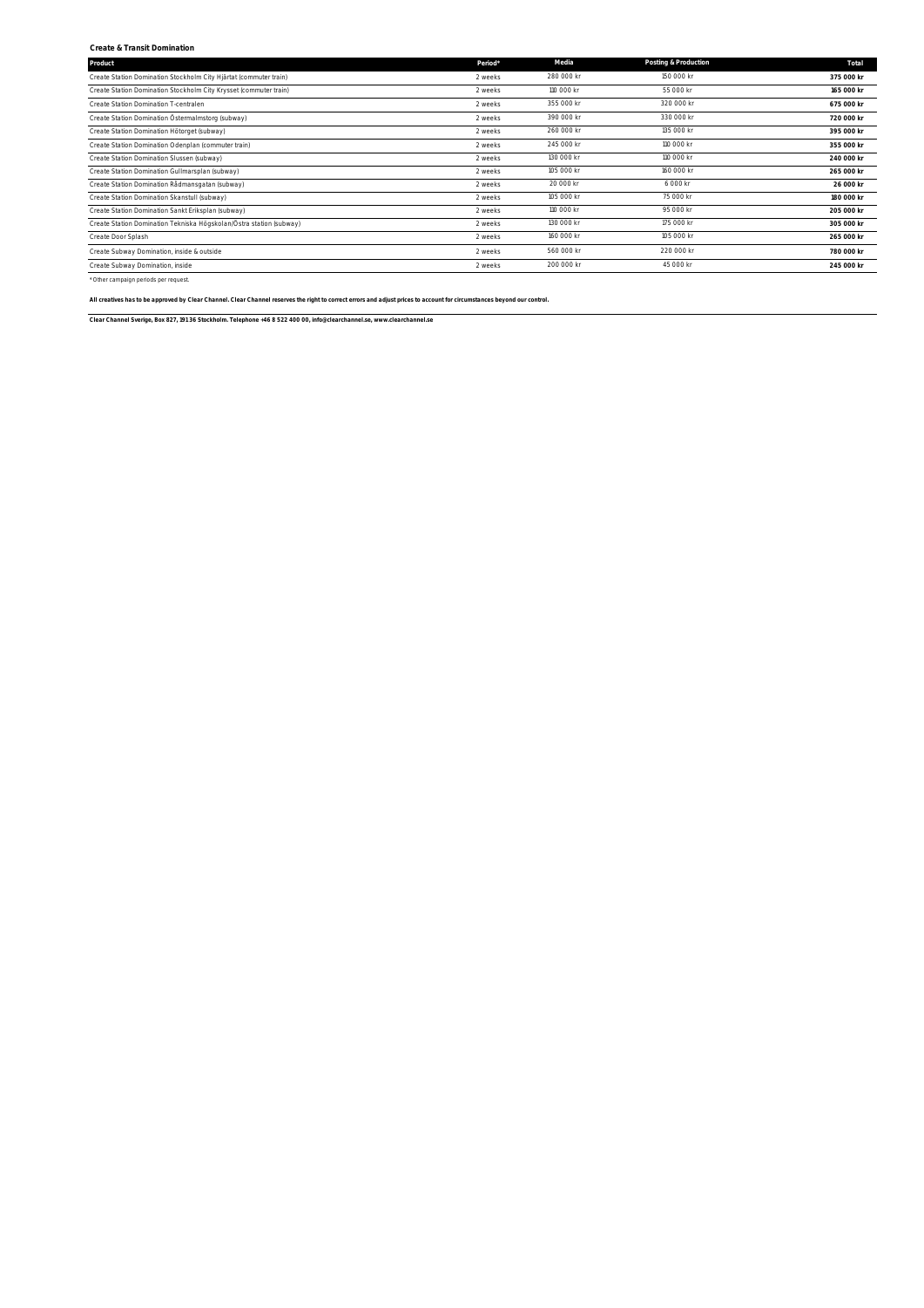**Create & Transit Domination**

| Product | Period* | Media | Posting & Production | Total |
|---|---|---|---|---|
| Create Station Domination Stockholm City Hjärtat (commuter train) | 2 weeks | 280 000 kr | 150 000 kr | **375 000 kr** |
| Create Station Domination Stockholm City Krysset (commuter train) | 2 weeks | 110 000 kr | 55 000 kr | **165 000 kr** |
| Create Station Domination T-centralen | 2 weeks | 355 000 kr | 320 000 kr | **675 000 kr** |
| Create Station Domination Östermalmstorg (subway) | 2 weeks | 390 000 kr | 330 000 kr | **720 000 kr** |
| Create Station Domination Hötorget (subway) | 2 weeks | 260 000 kr | 135 000 kr | **395 000 kr** |
| Create Station Domination Odenplan (commuter train) | 2 weeks | 245 000 kr | 110 000 kr | **355 000 kr** |
| Create Station Domination Slussen (subway) | 2 weeks | 130 000 kr | 110 000 kr | **240 000 kr** |
| Create Station Domination Gullmarsplan (subway) | 2 weeks | 105 000 kr | 160 000 kr | **265 000 kr** |
| Create Station Domination Rådmansgatan (subway) | 2 weeks | 20 000 kr | 6 000 kr | **26 000 kr** |
| Create Station Domination Skanstull (subway) | 2 weeks | 105 000 kr | 75 000 kr | **180 000 kr** |
| Create Station Domination Sankt Eriksplan (subway) | 2 weeks | 110 000 kr | 95 000 kr | **205 000 kr** |
| Create Station Domination Tekniska Högskolan/Östra station (subway) | 2 weeks | 130 000 kr | 175 000 kr | **305 000 kr** |
| Create Door Splash | 2 weeks | 160 000 kr | 105 000 kr | **265 000 kr** |
| Create Subway Domination, inside & outside | 2 weeks | 560 000 kr | 220 000 kr | **780 000 kr** |
| Create Subway Domination, inside | 2 weeks | 200 000 kr | 45 000 kr | **245 000 kr** |

*Other campaign periods per request.

**All creatives has to be approved by Clear Channel. Clear Channel reserves the right to correct errors and adjust prices to account for circumstances beyond our control.**

**Clear Channel Sverige, Box 827, 191 36 Stockholm. Telephone +46 8 522 400 00, info@clearchannel.se, www.clearchannel.se**